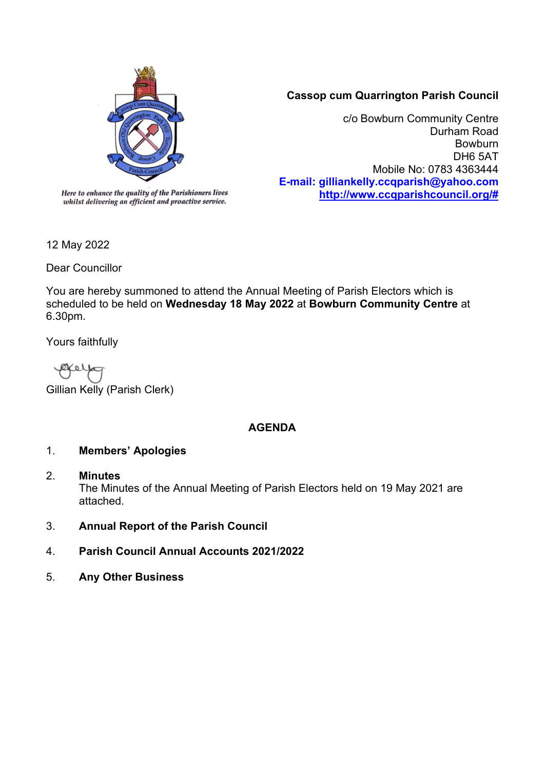*Here to enhance the quality of the Parishioners lives whilst delivering an efficient and proactive service.*

**Cassop cum Quarrington Parish Council**

c/o Bowburn Community Centre
Durham Road
Bowburn
DH6 5AT
Mobile No: 0783 4363444
**E-mail: gilliankelly.ccqparish@yahoo.com**
**http://www.ccqparishcouncil.org/#**

12 May 2022

Dear Councillor

You are hereby summoned to attend the Annual Meeting of Parish Electors which is scheduled to be held on **Wednesday 18 May 2022** at **Bowburn Community Centre** at 6.30pm.

Yours faithfully

Gillian Kelly (Parish Clerk)

## AGENDA

1. **Members' Apologies**

2. **Minutes**
   The Minutes of the Annual Meeting of Parish Electors held on 19 May 2021 are attached.

3. **Annual Report of the Parish Council**

4. **Parish Council Annual Accounts 2021/2022**

5. **Any Other Business**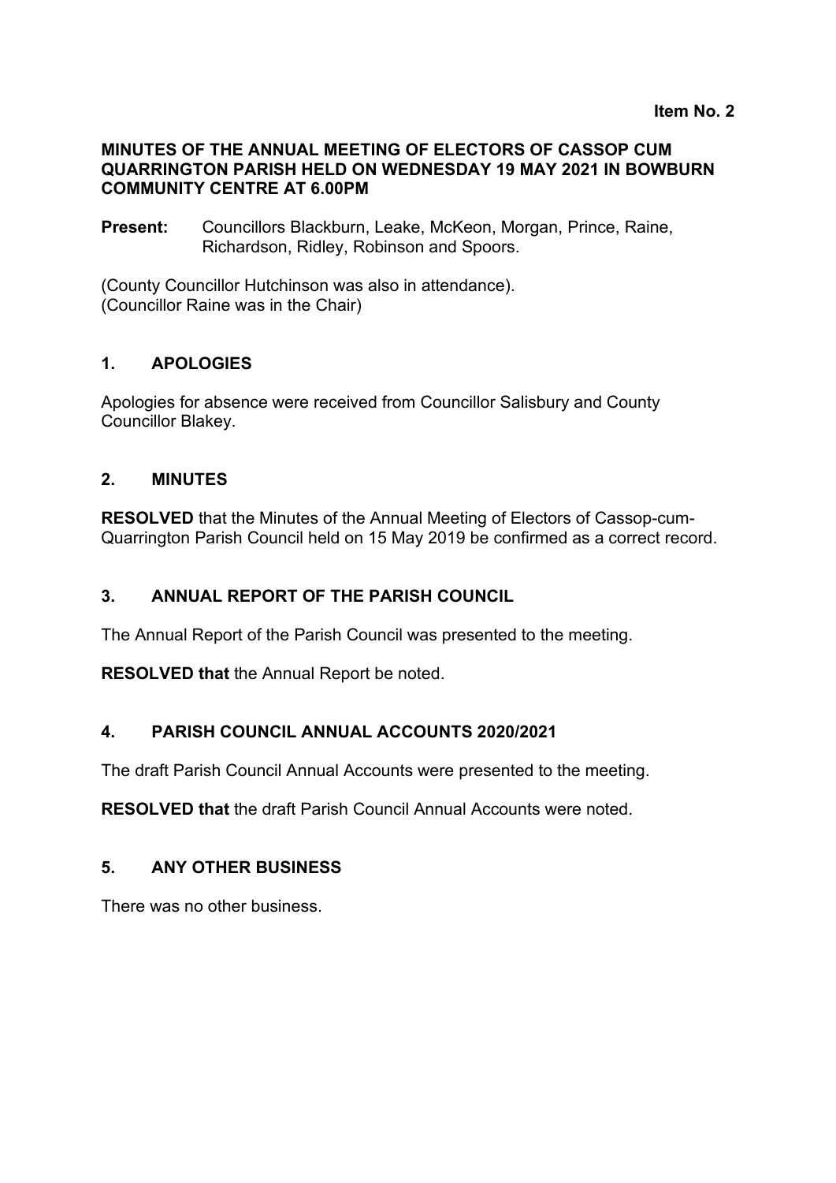**Item No. 2**

**MINUTES OF THE ANNUAL MEETING OF ELECTORS OF CASSOP CUM QUARRINGTON PARISH HELD ON WEDNESDAY 19 MAY 2021 IN BOWBURN COMMUNITY CENTRE AT 6.00PM**

**Present:** Councillors Blackburn, Leake, McKeon, Morgan, Prince, Raine, Richardson, Ridley, Robinson and Spoors.

(County Councillor Hutchinson was also in attendance).
(Councillor Raine was in the Chair)

## 1. APOLOGIES

Apologies for absence were received from Councillor Salisbury and County Councillor Blakey.

## 2. MINUTES

**RESOLVED** that the Minutes of the Annual Meeting of Electors of Cassop-cum-Quarrington Parish Council held on 15 May 2019 be confirmed as a correct record.

## 3. ANNUAL REPORT OF THE PARISH COUNCIL

The Annual Report of the Parish Council was presented to the meeting.

**RESOLVED that** the Annual Report be noted.

## 4. PARISH COUNCIL ANNUAL ACCOUNTS 2020/2021

The draft Parish Council Annual Accounts were presented to the meeting.

**RESOLVED that** the draft Parish Council Annual Accounts were noted.

## 5. ANY OTHER BUSINESS

There was no other business.